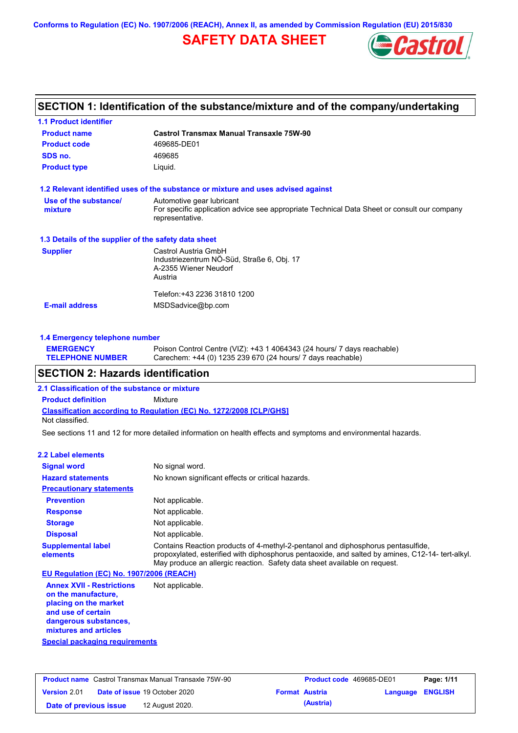Conforms to Regulation (EC) No. 1907/2006 (REACH), Annex II, as amended by Commission Regulation (EU) 2015/830

# SAFETY DATA SHEET

## SECTION 1: Identification of the substance/mixture and of the company/undertaking

### 1.1 Product identifier

| | |
|---|---|
| **Product name** | **Castrol Transmax Manual Transaxle 75W-90** |
| **Product code** | 469685-DE01 |
| **SDS no.** | 469685 |
| **Product type** | Liquid. |

### 1.2 Relevant identified uses of the substance or mixture and uses advised against

| | |
|---|---|
| **Use of the substance/ mixture** | Automotive gear lubricant<br>For specific application advice see appropriate Technical Data Sheet or consult our company representative. |

### 1.3 Details of the supplier of the safety data sheet

| | |
|---|---|
| **Supplier** | Castrol Austria GmbH<br>Industriezentrum NÖ-Süd, Straße 6, Obj. 17<br>A-2355 Wiener Neudorf<br>Austria<br><br>Telefon:+43 2236 31810 1200 |
| **E-mail address** | MSDSadvice@bp.com |

### 1.4 Emergency telephone number

| | |
|---|---|
| **EMERGENCY TELEPHONE NUMBER** | Poison Control Centre (VIZ): +43 1 4064343 (24 hours/ 7 days reachable)<br>Carechem: +44 (0) 1235 239 670 (24 hours/ 7 days reachable) |

## SECTION 2: Hazards identification

### 2.1 Classification of the substance or mixture

**Product definition** Mixture

**Classification according to Regulation (EC) No. 1272/2008 [CLP/GHS]**

Not classified.

See sections 11 and 12 for more detailed information on health effects and symptoms and environmental hazards.

### 2.2 Label elements

| | |
|---|---|
| **Signal word** | No signal word. |
| **Hazard statements** | No known significant effects or critical hazards. |
| **Precautionary statements** | |
| **Prevention** | Not applicable. |
| **Response** | Not applicable. |
| **Storage** | Not applicable. |
| **Disposal** | Not applicable. |
| **Supplemental label elements** | Contains Reaction products of 4-methyl-2-pentanol and diphosphorus pentasulfide, propoxylated, esterified with diphosphorus pentaoxide, and salted by amines, C12-14- tert-alkyl. May produce an allergic reaction. Safety data sheet available on request. |

**EU Regulation (EC) No. 1907/2006 (REACH)**

| | |
|---|---|
| **Annex XVII - Restrictions on the manufacture, placing on the market and use of certain dangerous substances, mixtures and articles** | Not applicable. |

**Special packaging requirements**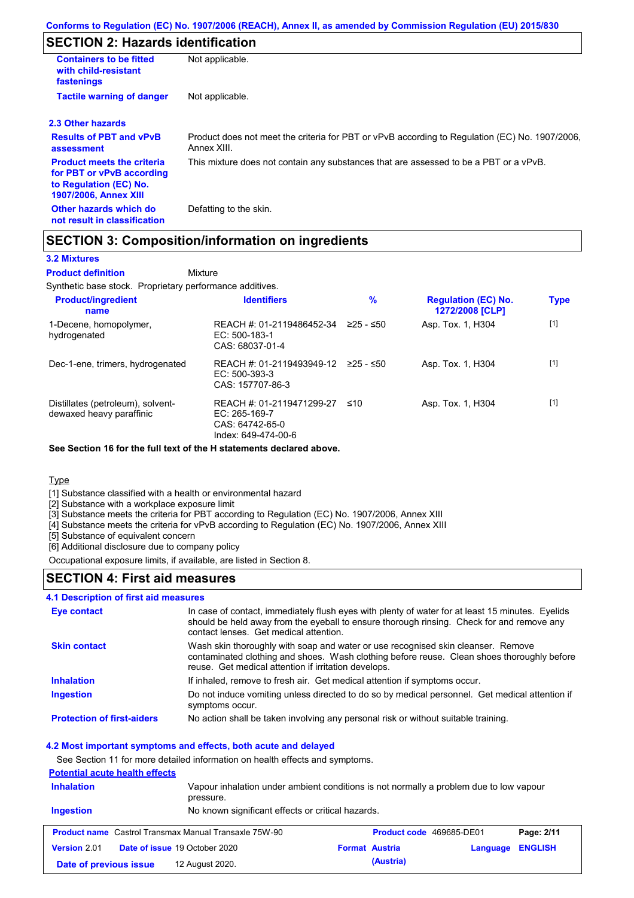Conforms to Regulation (EC) No. 1907/2006 (REACH), Annex II, as amended by Commission Regulation (EU) 2015/830

## SECTION 2: Hazards identification

| | |
|---|---|
| **Containers to be fitted with child-resistant fastenings** | Not applicable. |
| **Tactile warning of danger** | Not applicable. |

### 2.3 Other hazards

| | |
|---|---|
| **Results of PBT and vPvB assessment** | Product does not meet the criteria for PBT or vPvB according to Regulation (EC) No. 1907/2006, Annex XIII. |
| **Product meets the criteria for PBT or vPvB according to Regulation (EC) No. 1907/2006, Annex XIII** | This mixture does not contain any substances that are assessed to be a PBT or a vPvB. |
| **Other hazards which do not result in classification** | Defatting to the skin. |

## SECTION 3: Composition/information on ingredients

### 3.2 Mixtures

**Product definition** Mixture

Synthetic base stock. Proprietary performance additives.

| Product/ingredient name | Identifiers | % | Regulation (EC) No. 1272/2008 [CLP] | Type |
|---|---|---|---|---|
| 1-Decene, homopolymer, hydrogenated | REACH #: 01-2119486452-34<br>EC: 500-183-1<br>CAS: 68037-01-4 | ≥25 - ≤50 | Asp. Tox. 1, H304 | [1] |
| Dec-1-ene, trimers, hydrogenated | REACH #: 01-2119493949-12<br>EC: 500-393-3<br>CAS: 157707-86-3 | ≥25 - ≤50 | Asp. Tox. 1, H304 | [1] |
| Distillates (petroleum), solvent-dewaxed heavy paraffinic | REACH #: 01-2119471299-27<br>EC: 265-169-7<br>CAS: 64742-65-0<br>Index: 649-474-00-6 | ≤10 | Asp. Tox. 1, H304 | [1] |

**See Section 16 for the full text of the H statements declared above.**

Type

[1] Substance classified with a health or environmental hazard
[2] Substance with a workplace exposure limit
[3] Substance meets the criteria for PBT according to Regulation (EC) No. 1907/2006, Annex XIII
[4] Substance meets the criteria for vPvB according to Regulation (EC) No. 1907/2006, Annex XIII
[5] Substance of equivalent concern
[6] Additional disclosure due to company policy

Occupational exposure limits, if available, are listed in Section 8.

## SECTION 4: First aid measures

### 4.1 Description of first aid measures

| | |
|---|---|
| **Eye contact** | In case of contact, immediately flush eyes with plenty of water for at least 15 minutes. Eyelids should be held away from the eyeball to ensure thorough rinsing. Check for and remove any contact lenses. Get medical attention. |
| **Skin contact** | Wash skin thoroughly with soap and water or use recognised skin cleanser. Remove contaminated clothing and shoes. Wash clothing before reuse. Clean shoes thoroughly before reuse. Get medical attention if irritation develops. |
| **Inhalation** | If inhaled, remove to fresh air. Get medical attention if symptoms occur. |
| **Ingestion** | Do not induce vomiting unless directed to do so by medical personnel. Get medical attention if symptoms occur. |
| **Protection of first-aiders** | No action shall be taken involving any personal risk or without suitable training. |

### 4.2 Most important symptoms and effects, both acute and delayed

See Section 11 for more detailed information on health effects and symptoms.

**Potential acute health effects**

| | |
|---|---|
| **Inhalation** | Vapour inhalation under ambient conditions is not normally a problem due to low vapour pressure. |
| **Ingestion** | No known significant effects or critical hazards. |

| | | | |
|---|---|---|---|
| **Product name** Castrol Transmax Manual Transaxle 75W-90 | | **Product code** 469685-DE01 | |
| **Version** 2.01 | **Date of issue** 19 October 2020 | **Format** Austria (Austria) | **Language** ENGLISH |
| **Date of previous issue** | 12 August 2020. | | |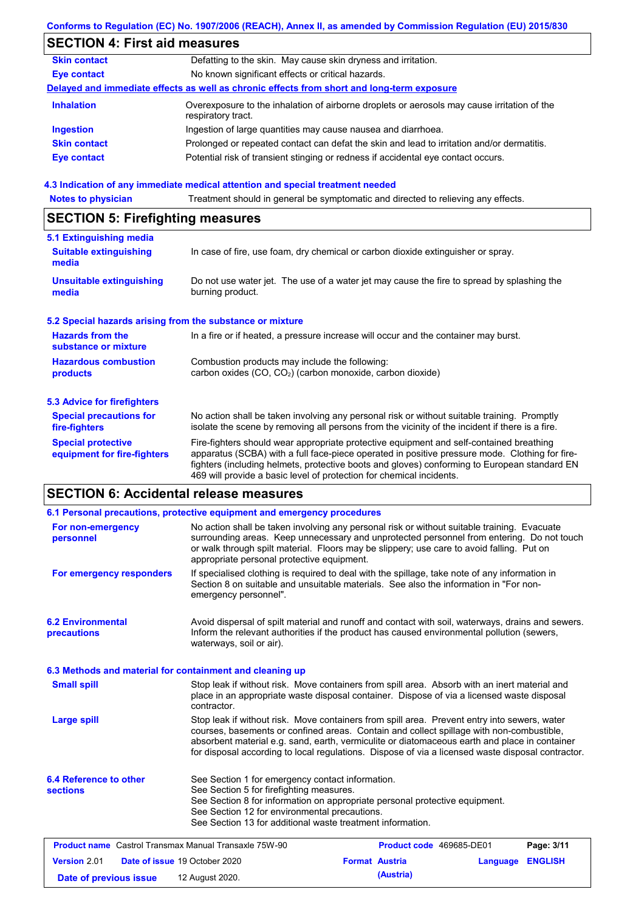## SECTION 4: First aid measures

| | |
|---|---|
| **Skin contact** | Defatting to the skin. May cause skin dryness and irritation. |
| **Eye contact** | No known significant effects or critical hazards. |

**Delayed and immediate effects as well as chronic effects from short and long-term exposure**

| | |
|---|---|
| **Inhalation** | Overexposure to the inhalation of airborne droplets or aerosols may cause irritation of the respiratory tract. |
| **Ingestion** | Ingestion of large quantities may cause nausea and diarrhoea. |
| **Skin contact** | Prolonged or repeated contact can defat the skin and lead to irritation and/or dermatitis. |
| **Eye contact** | Potential risk of transient stinging or redness if accidental eye contact occurs. |

### 4.3 Indication of any immediate medical attention and special treatment needed

| | |
|---|---|
| **Notes to physician** | Treatment should in general be symptomatic and directed to relieving any effects. |

## SECTION 5: Firefighting measures

### 5.1 Extinguishing media

| | |
|---|---|
| **Suitable extinguishing media** | In case of fire, use foam, dry chemical or carbon dioxide extinguisher or spray. |
| **Unsuitable extinguishing media** | Do not use water jet. The use of a water jet may cause the fire to spread by splashing the burning product. |

### 5.2 Special hazards arising from the substance or mixture

| | |
|---|---|
| **Hazards from the substance or mixture** | In a fire or if heated, a pressure increase will occur and the container may burst. |
| **Hazardous combustion products** | Combustion products may include the following: carbon oxides (CO, $CO_2$) (carbon monoxide, carbon dioxide) |

### 5.3 Advice for firefighters

| | |
|---|---|
| **Special precautions for fire-fighters** | No action shall be taken involving any personal risk or without suitable training. Promptly isolate the scene by removing all persons from the vicinity of the incident if there is a fire. |
| **Special protective equipment for fire-fighters** | Fire-fighters should wear appropriate protective equipment and self-contained breathing apparatus (SCBA) with a full face-piece operated in positive pressure mode. Clothing for fire-fighters (including helmets, protective boots and gloves) conforming to European standard EN 469 will provide a basic level of protection for chemical incidents. |

## SECTION 6: Accidental release measures

### 6.1 Personal precautions, protective equipment and emergency procedures

| | |
|---|---|
| **For non-emergency personnel** | No action shall be taken involving any personal risk or without suitable training. Evacuate surrounding areas. Keep unnecessary and unprotected personnel from entering. Do not touch or walk through spilt material. Floors may be slippery; use care to avoid falling. Put on appropriate personal protective equipment. |
| **For emergency responders** | If specialised clothing is required to deal with the spillage, take note of any information in Section 8 on suitable and unsuitable materials. See also the information in "For non-emergency personnel". |

| | |
|---|---|
| **6.2 Environmental precautions** | Avoid dispersal of spilt material and runoff and contact with soil, waterways, drains and sewers. Inform the relevant authorities if the product has caused environmental pollution (sewers, waterways, soil or air). |

### 6.3 Methods and material for containment and cleaning up

| | |
|---|---|
| **Small spill** | Stop leak if without risk. Move containers from spill area. Absorb with an inert material and place in an appropriate waste disposal container. Dispose of via a licensed waste disposal contractor. |
| **Large spill** | Stop leak if without risk. Move containers from spill area. Prevent entry into sewers, water courses, basements or confined areas. Contain and collect spillage with non-combustible, absorbent material e.g. sand, earth, vermiculite or diatomaceous earth and place in container for disposal according to local regulations. Dispose of via a licensed waste disposal contractor. |

| | |
|---|---|
| **6.4 Reference to other sections** | See Section 1 for emergency contact information.<br>See Section 5 for firefighting measures.<br>See Section 8 for information on appropriate personal protective equipment.<br>See Section 12 for environmental precautions.<br>See Section 13 for additional waste treatment information. |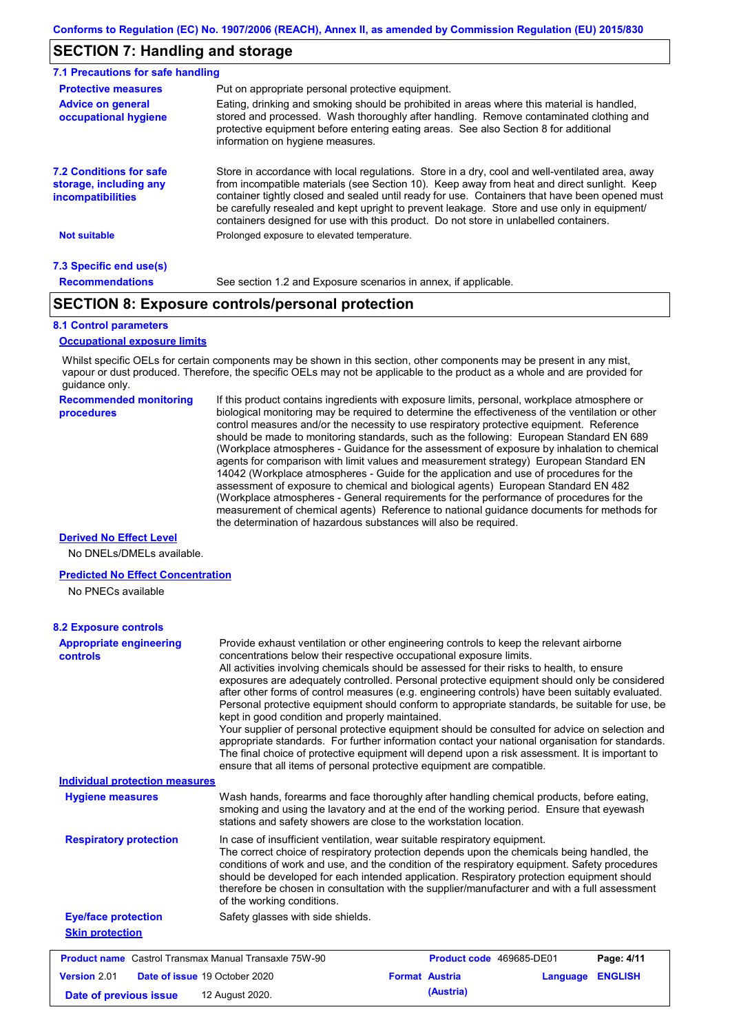## SECTION 7: Handling and storage

### 7.1 Precautions for safe handling

**Protective measures**
Put on appropriate personal protective equipment.

**Advice on general occupational hygiene**
Eating, drinking and smoking should be prohibited in areas where this material is handled, stored and processed. Wash thoroughly after handling. Remove contaminated clothing and protective equipment before entering eating areas. See also Section 8 for additional information on hygiene measures.

**7.2 Conditions for safe storage, including any incompatibilities**
Store in accordance with local regulations. Store in a dry, cool and well-ventilated area, away from incompatible materials (see Section 10). Keep away from heat and direct sunlight. Keep container tightly closed and sealed until ready for use. Containers that have been opened must be carefully resealed and kept upright to prevent leakage. Store and use only in equipment/ containers designed for use with this product. Do not store in unlabelled containers.

**Not suitable**
Prolonged exposure to elevated temperature.

### 7.3 Specific end use(s)

**Recommendations**
See section 1.2 and Exposure scenarios in annex, if applicable.

## SECTION 8: Exposure controls/personal protection

### 8.1 Control parameters

**Occupational exposure limits**

Whilst specific OELs for certain components may be shown in this section, other components may be present in any mist, vapour or dust produced. Therefore, the specific OELs may not be applicable to the product as a whole and are provided for guidance only.

**Recommended monitoring procedures**
If this product contains ingredients with exposure limits, personal, workplace atmosphere or biological monitoring may be required to determine the effectiveness of the ventilation or other control measures and/or the necessity to use respiratory protective equipment. Reference should be made to monitoring standards, such as the following: European Standard EN 689 (Workplace atmospheres - Guidance for the assessment of exposure by inhalation to chemical agents for comparison with limit values and measurement strategy) European Standard EN 14042 (Workplace atmospheres - Guide for the application and use of procedures for the assessment of exposure to chemical and biological agents) European Standard EN 482 (Workplace atmospheres - General requirements for the performance of procedures for the measurement of chemical agents) Reference to national guidance documents for methods for the determination of hazardous substances will also be required.

**Derived No Effect Level**

No DNELs/DMELs available.

**Predicted No Effect Concentration**

No PNECs available

### 8.2 Exposure controls

**Appropriate engineering controls**
Provide exhaust ventilation or other engineering controls to keep the relevant airborne concentrations below their respective occupational exposure limits.
All activities involving chemicals should be assessed for their risks to health, to ensure exposures are adequately controlled. Personal protective equipment should only be considered after other forms of control measures (e.g. engineering controls) have been suitably evaluated. Personal protective equipment should conform to appropriate standards, be suitable for use, be kept in good condition and properly maintained.
Your supplier of personal protective equipment should be consulted for advice on selection and appropriate standards. For further information contact your national organisation for standards. The final choice of protective equipment will depend upon a risk assessment. It is important to ensure that all items of personal protective equipment are compatible.

**Individual protection measures**

**Hygiene measures**
Wash hands, forearms and face thoroughly after handling chemical products, before eating, smoking and using the lavatory and at the end of the working period. Ensure that eyewash stations and safety showers are close to the workstation location.

**Respiratory protection**
In case of insufficient ventilation, wear suitable respiratory equipment.
The correct choice of respiratory protection depends upon the chemicals being handled, the conditions of work and use, and the condition of the respiratory equipment. Safety procedures should be developed for each intended application. Respiratory protection equipment should therefore be chosen in consultation with the supplier/manufacturer and with a full assessment of the working conditions.

**Eye/face protection**
Safety glasses with side shields.

**Skin protection**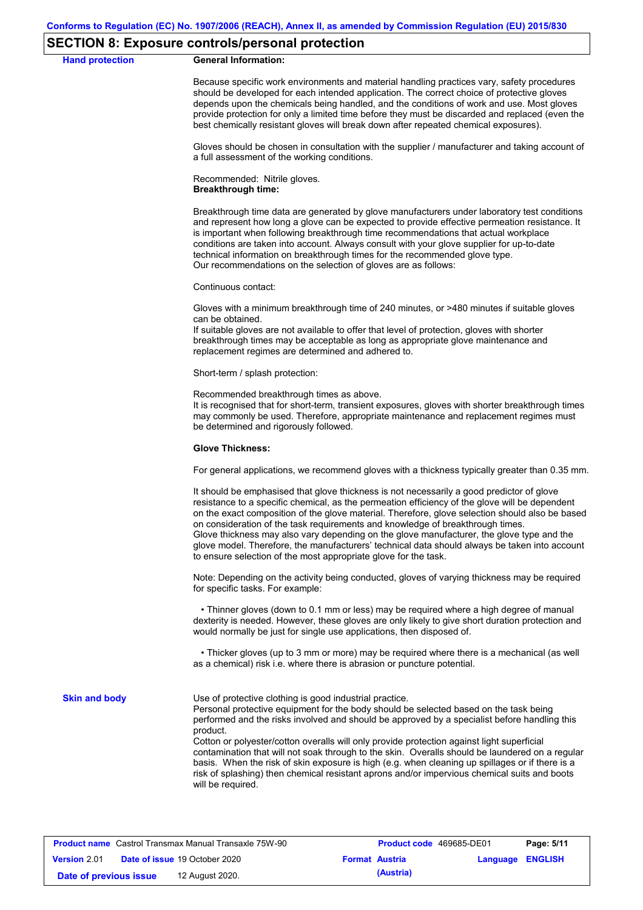## SECTION 8: Exposure controls/personal protection

**Hand protection**

**General Information:**

Because specific work environments and material handling practices vary, safety procedures should be developed for each intended application. The correct choice of protective gloves depends upon the chemicals being handled, and the conditions of work and use. Most gloves provide protection for only a limited time before they must be discarded and replaced (even the best chemically resistant gloves will break down after repeated chemical exposures).

Gloves should be chosen in consultation with the supplier / manufacturer and taking account of a full assessment of the working conditions.

Recommended: Nitrile gloves.

**Breakthrough time:**

Breakthrough time data are generated by glove manufacturers under laboratory test conditions and represent how long a glove can be expected to provide effective permeation resistance. It is important when following breakthrough time recommendations that actual workplace conditions are taken into account. Always consult with your glove supplier for up-to-date technical information on breakthrough times for the recommended glove type.
Our recommendations on the selection of gloves are as follows:

Continuous contact:

Gloves with a minimum breakthrough time of 240 minutes, or >480 minutes if suitable gloves can be obtained.
If suitable gloves are not available to offer that level of protection, gloves with shorter breakthrough times may be acceptable as long as appropriate glove maintenance and replacement regimes are determined and adhered to.

Short-term / splash protection:

Recommended breakthrough times as above.
It is recognised that for short-term, transient exposures, gloves with shorter breakthrough times may commonly be used. Therefore, appropriate maintenance and replacement regimes must be determined and rigorously followed.

**Glove Thickness:**

For general applications, we recommend gloves with a thickness typically greater than 0.35 mm.

It should be emphasised that glove thickness is not necessarily a good predictor of glove resistance to a specific chemical, as the permeation efficiency of the glove will be dependent on the exact composition of the glove material. Therefore, glove selection should also be based on consideration of the task requirements and knowledge of breakthrough times.
Glove thickness may also vary depending on the glove manufacturer, the glove type and the glove model. Therefore, the manufacturers' technical data should always be taken into account to ensure selection of the most appropriate glove for the task.

Note: Depending on the activity being conducted, gloves of varying thickness may be required for specific tasks. For example:

- Thinner gloves (down to 0.1 mm or less) may be required where a high degree of manual dexterity is needed. However, these gloves are only likely to give short duration protection and would normally be just for single use applications, then disposed of.

- Thicker gloves (up to 3 mm or more) may be required where there is a mechanical (as well as a chemical) risk i.e. where there is abrasion or puncture potential.

**Skin and body**

Use of protective clothing is good industrial practice.
Personal protective equipment for the body should be selected based on the task being performed and the risks involved and should be approved by a specialist before handling this product.
Cotton or polyester/cotton overalls will only provide protection against light superficial contamination that will not soak through to the skin. Overalls should be laundered on a regular basis. When the risk of skin exposure is high (e.g. when cleaning up spillages or if there is a risk of splashing) then chemical resistant aprons and/or impervious chemical suits and boots will be required.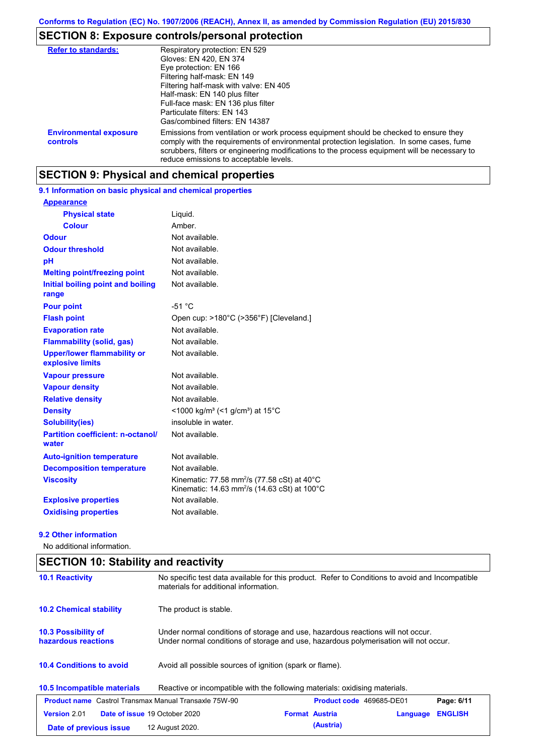## SECTION 8: Exposure controls/personal protection

| | |
|---|---|
| **Refer to standards:** | Respiratory protection: EN 529<br>Gloves: EN 420, EN 374<br>Eye protection: EN 166<br>Filtering half-mask: EN 149<br>Filtering half-mask with valve: EN 405<br>Half-mask: EN 140 plus filter<br>Full-face mask: EN 136 plus filter<br>Particulate filters: EN 143<br>Gas/combined filters: EN 14387 |
| **Environmental exposure controls** | Emissions from ventilation or work process equipment should be checked to ensure they comply with the requirements of environmental protection legislation. In some cases, fume scrubbers, filters or engineering modifications to the process equipment will be necessary to reduce emissions to acceptable levels. |

## SECTION 9: Physical and chemical properties

### 9.1 Information on basic physical and chemical properties

| | |
|---|---|
| **Appearance** | |
| **Physical state** | Liquid. |
| **Colour** | Amber. |
| **Odour** | Not available. |
| **Odour threshold** | Not available. |
| **pH** | Not available. |
| **Melting point/freezing point** | Not available. |
| **Initial boiling point and boiling range** | Not available. |
| **Pour point** | -51 °C |
| **Flash point** | Open cup: >180°C (>356°F) [Cleveland.] |
| **Evaporation rate** | Not available. |
| **Flammability (solid, gas)** | Not available. |
| **Upper/lower flammability or explosive limits** | Not available. |
| **Vapour pressure** | Not available. |
| **Vapour density** | Not available. |
| **Relative density** | Not available. |
| **Density** | <1000 kg/m³ (<1 g/cm³) at 15°C |
| **Solubility(ies)** | insoluble in water. |
| **Partition coefficient: n-octanol/water** | Not available. |
| **Auto-ignition temperature** | Not available. |
| **Decomposition temperature** | Not available. |
| **Viscosity** | Kinematic: 77.58 mm²/s (77.58 cSt) at 40°C<br>Kinematic: 14.63 mm²/s (14.63 cSt) at 100°C |
| **Explosive properties** | Not available. |
| **Oxidising properties** | Not available. |

### 9.2 Other information

No additional information.

## SECTION 10: Stability and reactivity

| | |
|---|---|
| **10.1 Reactivity** | No specific test data available for this product. Refer to Conditions to avoid and Incompatible materials for additional information. |
| **10.2 Chemical stability** | The product is stable. |
| **10.3 Possibility of hazardous reactions** | Under normal conditions of storage and use, hazardous reactions will not occur.<br>Under normal conditions of storage and use, hazardous polymerisation will not occur. |
| **10.4 Conditions to avoid** | Avoid all possible sources of ignition (spark or flame). |
| **10.5 Incompatible materials** | Reactive or incompatible with the following materials: oxidising materials. |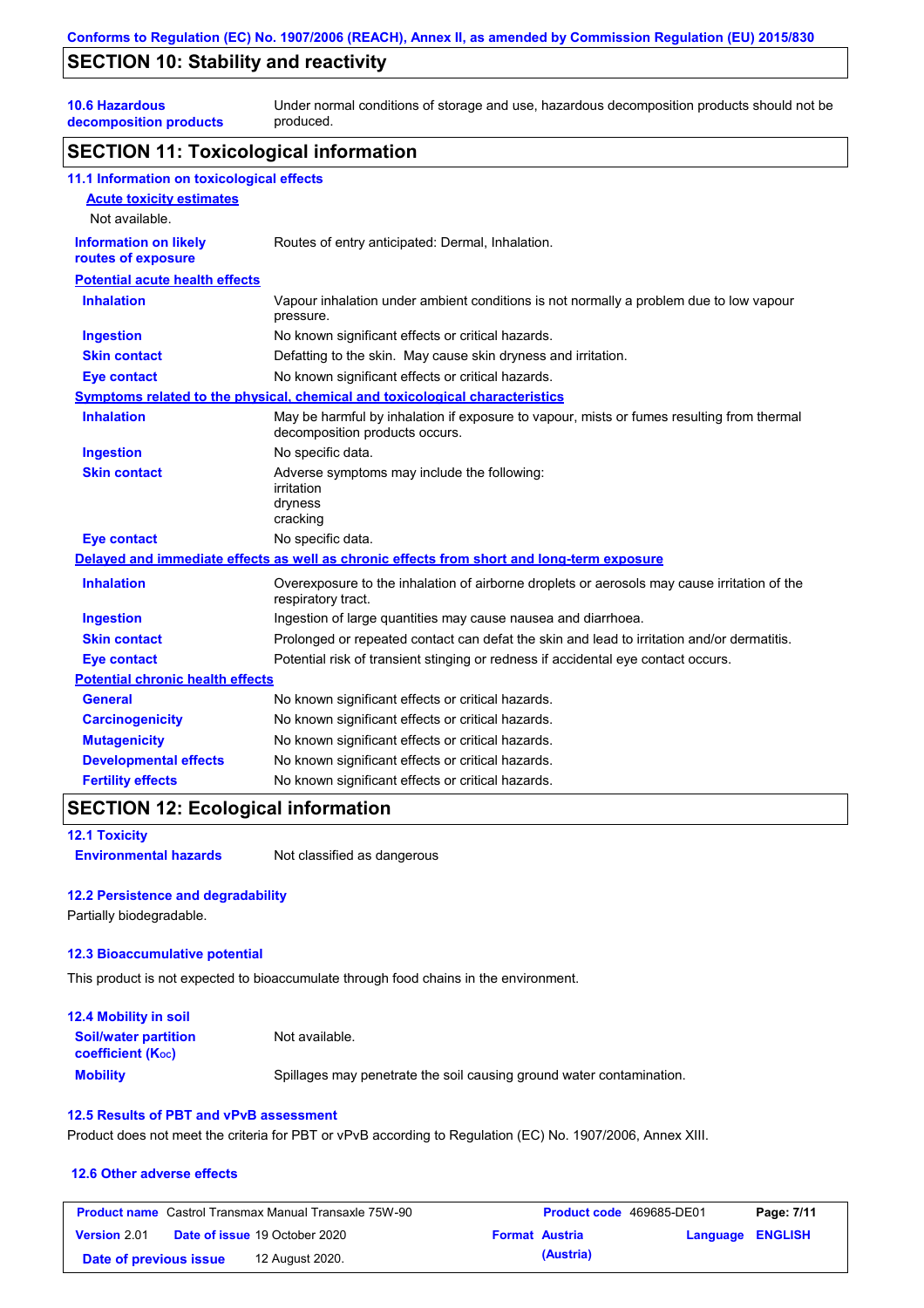## SECTION 10: Stability and reactivity

| | |
|---|---|
| **10.6 Hazardous decomposition products** | Under normal conditions of storage and use, hazardous decomposition products should not be produced. |

## SECTION 11: Toxicological information

### 11.1 Information on toxicological effects

**Acute toxicity estimates**

Not available.

| | |
|---|---|
| **Information on likely routes of exposure** | Routes of entry anticipated: Dermal, Inhalation. |

**Potential acute health effects**

| | |
|---|---|
| **Inhalation** | Vapour inhalation under ambient conditions is not normally a problem due to low vapour pressure. |
| **Ingestion** | No known significant effects or critical hazards. |
| **Skin contact** | Defatting to the skin. May cause skin dryness and irritation. |
| **Eye contact** | No known significant effects or critical hazards. |

**Symptoms related to the physical, chemical and toxicological characteristics**

| | |
|---|---|
| **Inhalation** | May be harmful by inhalation if exposure to vapour, mists or fumes resulting from thermal decomposition products occurs. |
| **Ingestion** | No specific data. |
| **Skin contact** | Adverse symptoms may include the following:<br>irritation<br>dryness<br>cracking |
| **Eye contact** | No specific data. |

**Delayed and immediate effects as well as chronic effects from short and long-term exposure**

| | |
|---|---|
| **Inhalation** | Overexposure to the inhalation of airborne droplets or aerosols may cause irritation of the respiratory tract. |
| **Ingestion** | Ingestion of large quantities may cause nausea and diarrhoea. |
| **Skin contact** | Prolonged or repeated contact can defat the skin and lead to irritation and/or dermatitis. |
| **Eye contact** | Potential risk of transient stinging or redness if accidental eye contact occurs. |

**Potential chronic health effects**

| | |
|---|---|
| **General** | No known significant effects or critical hazards. |
| **Carcinogenicity** | No known significant effects or critical hazards. |
| **Mutagenicity** | No known significant effects or critical hazards. |
| **Developmental effects** | No known significant effects or critical hazards. |
| **Fertility effects** | No known significant effects or critical hazards. |

## SECTION 12: Ecological information

### 12.1 Toxicity

| | |
|---|---|
| **Environmental hazards** | Not classified as dangerous |

### 12.2 Persistence and degradability

Partially biodegradable.

### 12.3 Bioaccumulative potential

This product is not expected to bioaccumulate through food chains in the environment.

### 12.4 Mobility in soil

| | |
|---|---|
| **Soil/water partition coefficient ($K_{OC}$)** | Not available. |
| **Mobility** | Spillages may penetrate the soil causing ground water contamination. |

### 12.5 Results of PBT and vPvB assessment

Product does not meet the criteria for PBT or vPvB according to Regulation (EC) No. 1907/2006, Annex XIII.

### 12.6 Other adverse effects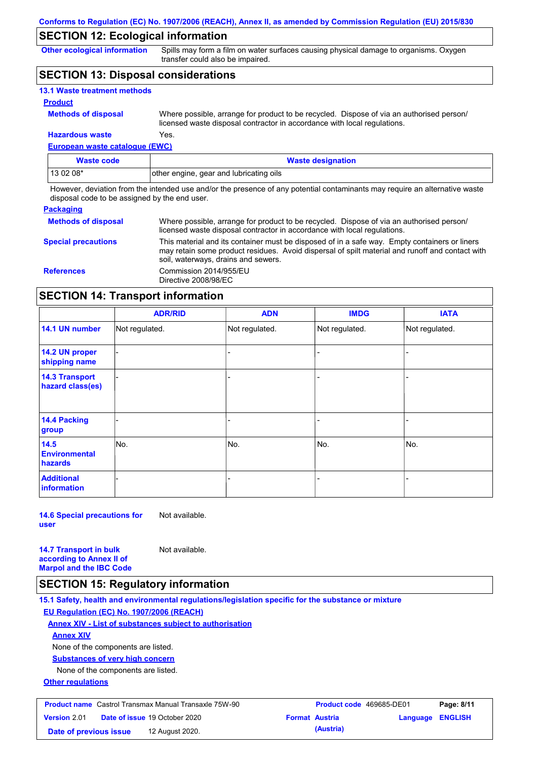## SECTION 12: Ecological information

**Other ecological information** Spills may form a film on water surfaces causing physical damage to organisms. Oxygen transfer could also be impaired.

## SECTION 13: Disposal considerations

### 13.1 Waste treatment methods

**Product**

**Methods of disposal** Where possible, arrange for product to be recycled. Dispose of via an authorised person/ licensed waste disposal contractor in accordance with local regulations.

**Hazardous waste** Yes.

**European waste catalogue (EWC)**

| Waste code | Waste designation |
|---|---|
| 13 02 08* | other engine, gear and lubricating oils |

However, deviation from the intended use and/or the presence of any potential contaminants may require an alternative waste disposal code to be assigned by the end user.

**Packaging**

**Methods of disposal** Where possible, arrange for product to be recycled. Dispose of via an authorised person/ licensed waste disposal contractor in accordance with local regulations.

**Special precautions** This material and its container must be disposed of in a safe way. Empty containers or liners may retain some product residues. Avoid dispersal of spilt material and runoff and contact with soil, waterways, drains and sewers.

**References** Commission 2014/955/EU
Directive 2008/98/EC

## SECTION 14: Transport information

| | ADR/RID | ADN | IMDG | IATA |
|---|---|---|---|---|
| 14.1 UN number | Not regulated. | Not regulated. | Not regulated. | Not regulated. |
| 14.2 UN proper shipping name | - | - | - | - |
| 14.3 Transport hazard class(es) | - | - | - | - |
| 14.4 Packing group | - | - | - | - |
| 14.5 Environmental hazards | No. | No. | No. | No. |
| Additional information | - | - | - | - |

**14.6 Special precautions for user** Not available.

**14.7 Transport in bulk according to Annex II of Marpol and the IBC Code** Not available.

## SECTION 15: Regulatory information

### 15.1 Safety, health and environmental regulations/legislation specific for the substance or mixture

**EU Regulation (EC) No. 1907/2006 (REACH)**

**Annex XIV - List of substances subject to authorisation**

**Annex XIV**

None of the components are listed.

**Substances of very high concern**

None of the components are listed.

**Other regulations**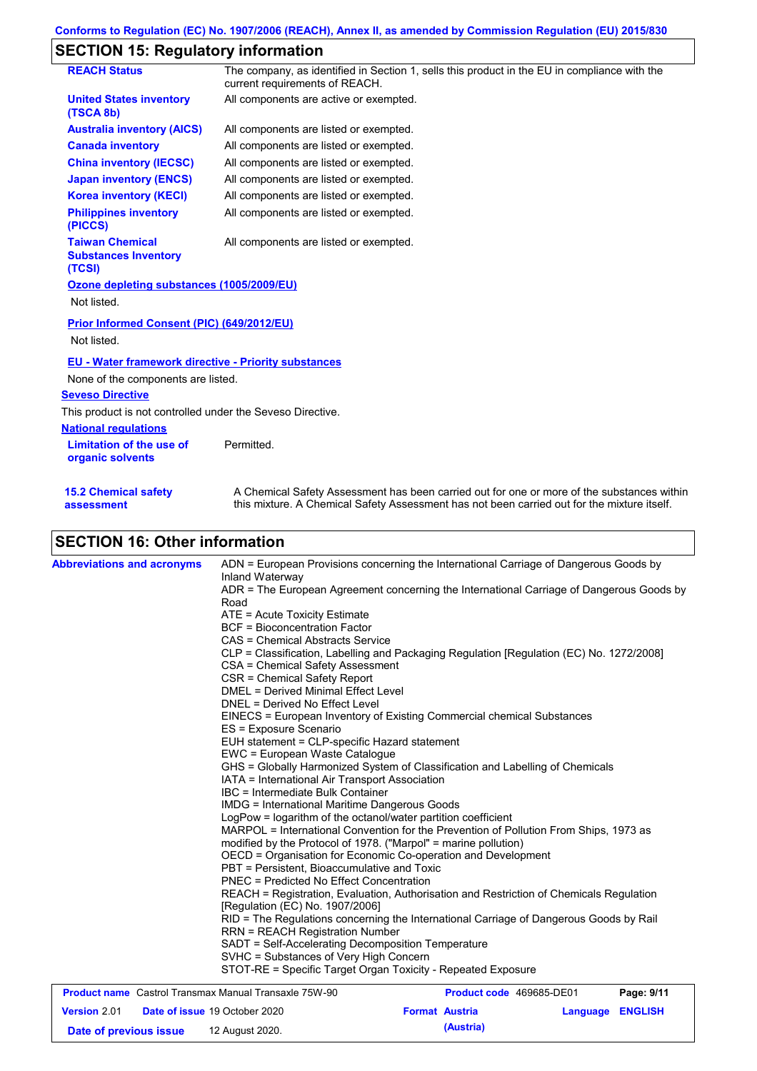## SECTION 15: Regulatory information

| | |
|---|---|
| **REACH Status** | The company, as identified in Section 1, sells this product in the EU in compliance with the current requirements of REACH. |
| **United States inventory (TSCA 8b)** | All components are active or exempted. |
| **Australia inventory (AICS)** | All components are listed or exempted. |
| **Canada inventory** | All components are listed or exempted. |
| **China inventory (IECSC)** | All components are listed or exempted. |
| **Japan inventory (ENCS)** | All components are listed or exempted. |
| **Korea inventory (KECI)** | All components are listed or exempted. |
| **Philippines inventory (PICCS)** | All components are listed or exempted. |
| **Taiwan Chemical Substances Inventory (TCSI)** | All components are listed or exempted. |

**Ozone depleting substances (1005/2009/EU)**

Not listed.

**Prior Informed Consent (PIC) (649/2012/EU)**

Not listed.

**EU - Water framework directive - Priority substances**

None of the components are listed.

**Seveso Directive**

This product is not controlled under the Seveso Directive.

**National regulations**

| | |
|---|---|
| **Limitation of the use of organic solvents** | Permitted. |

| | |
|---|---|
| **15.2 Chemical safety assessment** | A Chemical Safety Assessment has been carried out for one or more of the substances within this mixture. A Chemical Safety Assessment has not been carried out for the mixture itself. |

## SECTION 16: Other information

**Abbreviations and acronyms**

ADN = European Provisions concerning the International Carriage of Dangerous Goods by Inland Waterway
ADR = The European Agreement concerning the International Carriage of Dangerous Goods by Road
ATE = Acute Toxicity Estimate
BCF = Bioconcentration Factor
CAS = Chemical Abstracts Service
CLP = Classification, Labelling and Packaging Regulation [Regulation (EC) No. 1272/2008]
CSA = Chemical Safety Assessment
CSR = Chemical Safety Report
DMEL = Derived Minimal Effect Level
DNEL = Derived No Effect Level
EINECS = European Inventory of Existing Commercial chemical Substances
ES = Exposure Scenario
EUH statement = CLP-specific Hazard statement
EWC = European Waste Catalogue
GHS = Globally Harmonized System of Classification and Labelling of Chemicals
IATA = International Air Transport Association
IBC = Intermediate Bulk Container
IMDG = International Maritime Dangerous Goods
LogPow = logarithm of the octanol/water partition coefficient
MARPOL = International Convention for the Prevention of Pollution From Ships, 1973 as modified by the Protocol of 1978. ("Marpol" = marine pollution)
OECD = Organisation for Economic Co-operation and Development
PBT = Persistent, Bioaccumulative and Toxic
PNEC = Predicted No Effect Concentration
REACH = Registration, Evaluation, Authorisation and Restriction of Chemicals Regulation [Regulation (EC) No. 1907/2006]
RID = The Regulations concerning the International Carriage of Dangerous Goods by Rail
RRN = REACH Registration Number
SADT = Self-Accelerating Decomposition Temperature
SVHC = Substances of Very High Concern
STOT-RE = Specific Target Organ Toxicity - Repeated Exposure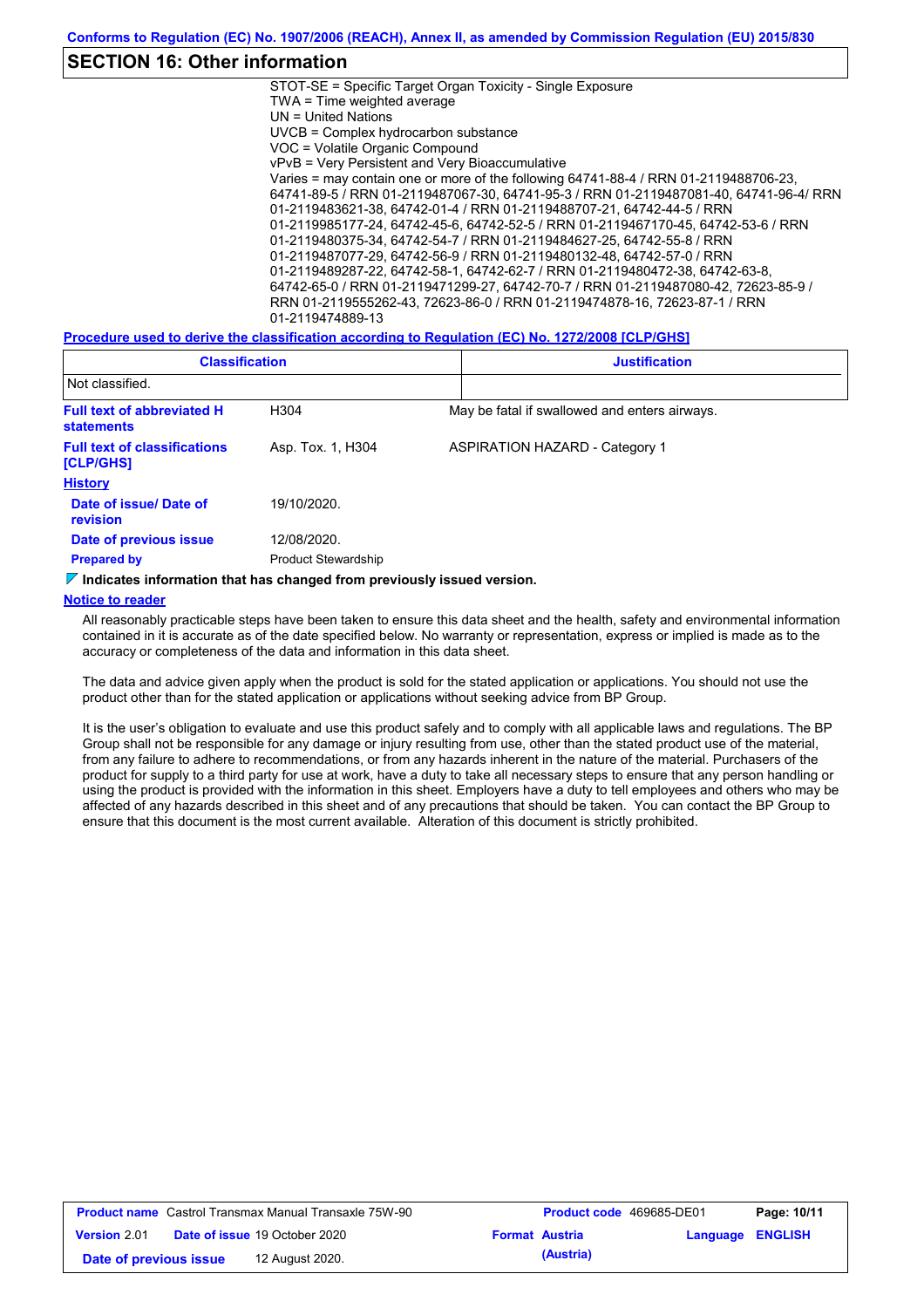## SECTION 16: Other information

STOT-SE = Specific Target Organ Toxicity - Single Exposure
TWA = Time weighted average
UN = United Nations
UVCB = Complex hydrocarbon substance
VOC = Volatile Organic Compound
vPvB = Very Persistent and Very Bioaccumulative
Varies = may contain one or more of the following 64741-88-4 / RRN 01-2119488706-23, 64741-89-5 / RRN 01-2119487067-30, 64741-95-3 / RRN 01-2119487081-40, 64741-96-4/ RRN 01-2119483621-38, 64742-01-4 / RRN 01-2119488707-21, 64742-44-5 / RRN 01-2119985177-24, 64742-45-6, 64742-52-5 / RRN 01-2119467170-45, 64742-53-6 / RRN 01-2119480375-34, 64742-54-7 / RRN 01-2119484627-25, 64742-55-8 / RRN 01-2119487077-29, 64742-56-9 / RRN 01-2119480132-48, 64742-57-0 / RRN 01-2119489287-22, 64742-58-1, 64742-62-7 / RRN 01-2119480472-38, 64742-63-8, 64742-65-0 / RRN 01-2119471299-27, 64742-70-7 / RRN 01-2119487080-42, 72623-85-9 / RRN 01-2119555262-43, 72623-86-0 / RRN 01-2119474878-16, 72623-87-1 / RRN 01-2119474889-13

**Procedure used to derive the classification according to Regulation (EC) No. 1272/2008 [CLP/GHS]**

| Classification | Justification |
|---|---|
| Not classified. | |

| | | |
|---|---|---|
| **Full text of abbreviated H statements** | H304 | May be fatal if swallowed and enters airways. |
| **Full text of classifications [CLP/GHS]** | Asp. Tox. 1, H304 | ASPIRATION HAZARD - Category 1 |

**History**

| | |
|---|---|
| **Date of issue/ Date of revision** | 19/10/2020. |
| **Date of previous issue** | 12/08/2020. |
| **Prepared by** | Product Stewardship |

**Indicates information that has changed from previously issued version.**

**Notice to reader**

All reasonably practicable steps have been taken to ensure this data sheet and the health, safety and environmental information contained in it is accurate as of the date specified below. No warranty or representation, express or implied is made as to the accuracy or completeness of the data and information in this data sheet.

The data and advice given apply when the product is sold for the stated application or applications. You should not use the product other than for the stated application or applications without seeking advice from BP Group.

It is the user's obligation to evaluate and use this product safely and to comply with all applicable laws and regulations. The BP Group shall not be responsible for any damage or injury resulting from use, other than the stated product use of the material, from any failure to adhere to recommendations, or from any hazards inherent in the nature of the material. Purchasers of the product for supply to a third party for use at work, have a duty to take all necessary steps to ensure that any person handling or using the product is provided with the information in this sheet. Employers have a duty to tell employees and others who may be affected of any hazards described in this sheet and of any precautions that should be taken. You can contact the BP Group to ensure that this document is the most current available. Alteration of this document is strictly prohibited.